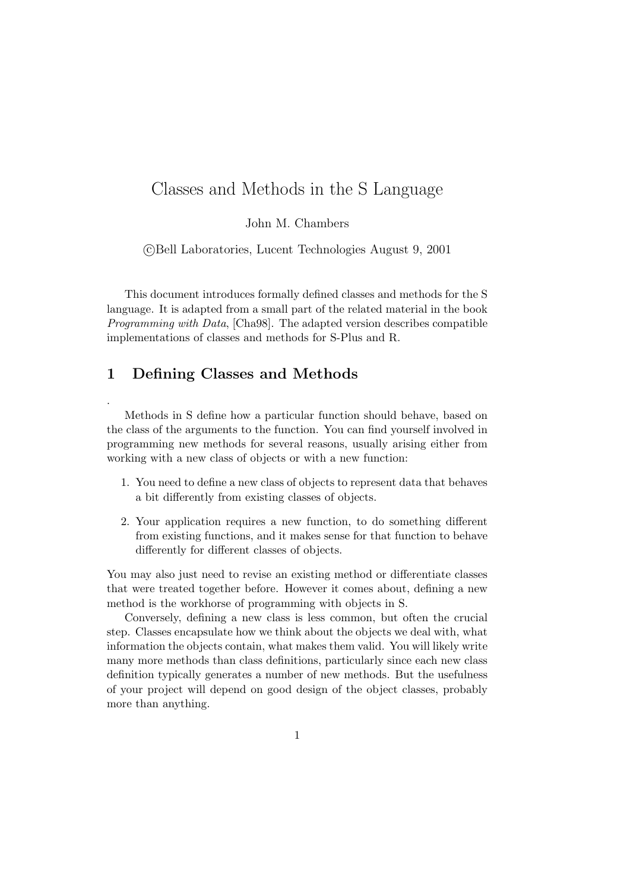# Classes and Methods in the S Language

John M. Chambers

©Bell Laboratories, Lucent Technologies August 9, 2001

This document introduces formally defined classes and methods for the S language. It is adapted from a small part of the related material in the book *Programming with Data*, [Cha98]. The adapted version describes compatible implementations of classes and methods for S-Plus and R.

## 1 Defining Classes and Methods

.

Methods in S define how a particular function should behave, based on the class of the arguments to the function. You can find yourself involved in programming new methods for several reasons, usually arising either from working with a new class of objects or with a new function:

1. You need to define a new class of objects to represent data that behaves a bit differently from existing classes of objects.
2. Your application requires a new function, to do something different from existing functions, and it makes sense for that function to behave differently for different classes of objects.

You may also just need to revise an existing method or differentiate classes that were treated together before. However it comes about, defining a new method is the workhorse of programming with objects in S.

Conversely, defining a new class is less common, but often the crucial step. Classes encapsulate how we think about the objects we deal with, what information the objects contain, what makes them valid. You will likely write many more methods than class definitions, particularly since each new class definition typically generates a number of new methods. But the usefulness of your project will depend on good design of the object classes, probably more than anything.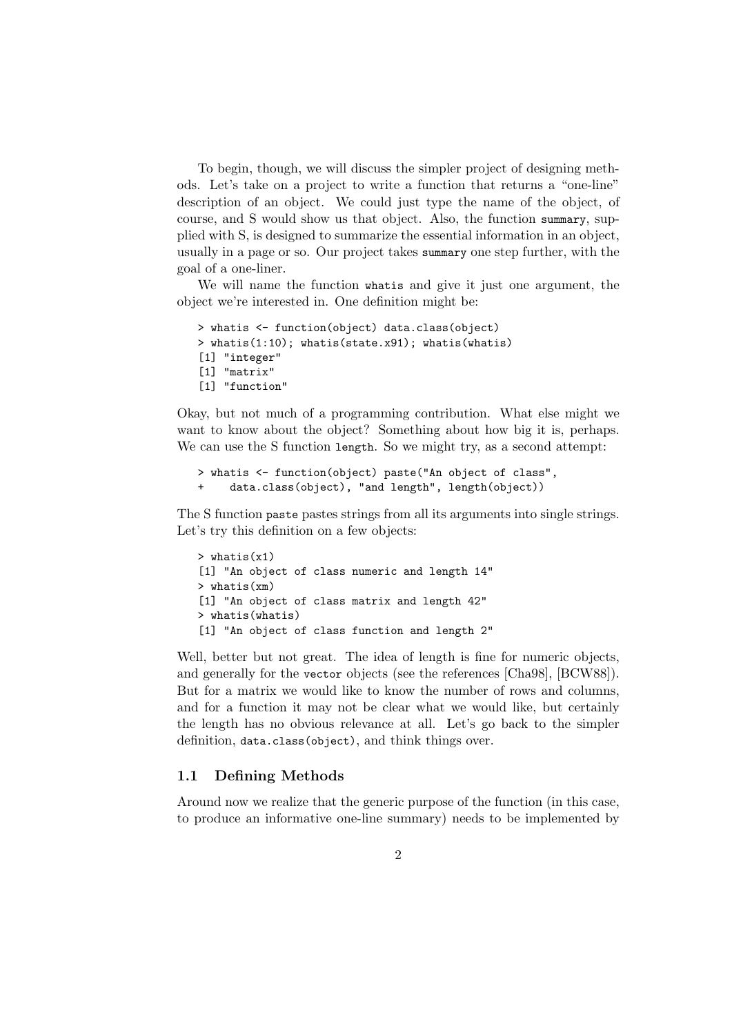To begin, though, we will discuss the simpler project of designing methods. Let's take on a project to write a function that returns a "one-line" description of an object. We could just type the name of the object, of course, and S would show us that object. Also, the function `summary`, supplied with S, is designed to summarize the essential information in an object, usually in a page or so. Our project takes `summary` one step further, with the goal of a one-liner.

We will name the function `whatis` and give it just one argument, the object we're interested in. One definition might be:

```
> whatis <- function(object) data.class(object)
> whatis(1:10); whatis(state.x91); whatis(whatis)
[1] "integer"
[1] "matrix"
[1] "function"
```

Okay, but not much of a programming contribution. What else might we want to know about the object? Something about how big it is, perhaps. We can use the S function `length`. So we might try, as a second attempt:

```
> whatis <- function(object) paste("An object of class",
+    data.class(object), "and length", length(object))
```

The S function `paste` pastes strings from all its arguments into single strings. Let's try this definition on a few objects:

```
> whatis(x1)
[1] "An object of class numeric and length 14"
> whatis(xm)
[1] "An object of class matrix and length 42"
> whatis(whatis)
[1] "An object of class function and length 2"
```

Well, better but not great. The idea of length is fine for numeric objects, and generally for the `vector` objects (see the references [Cha98], [BCW88]). But for a matrix we would like to know the number of rows and columns, and for a function it may not be clear what we would like, but certainly the length has no obvious relevance at all. Let's go back to the simpler definition, `data.class(object)`, and think things over.

## 1.1 Defining Methods

Around now we realize that the generic purpose of the function (in this case, to produce an informative one-line summary) needs to be implemented by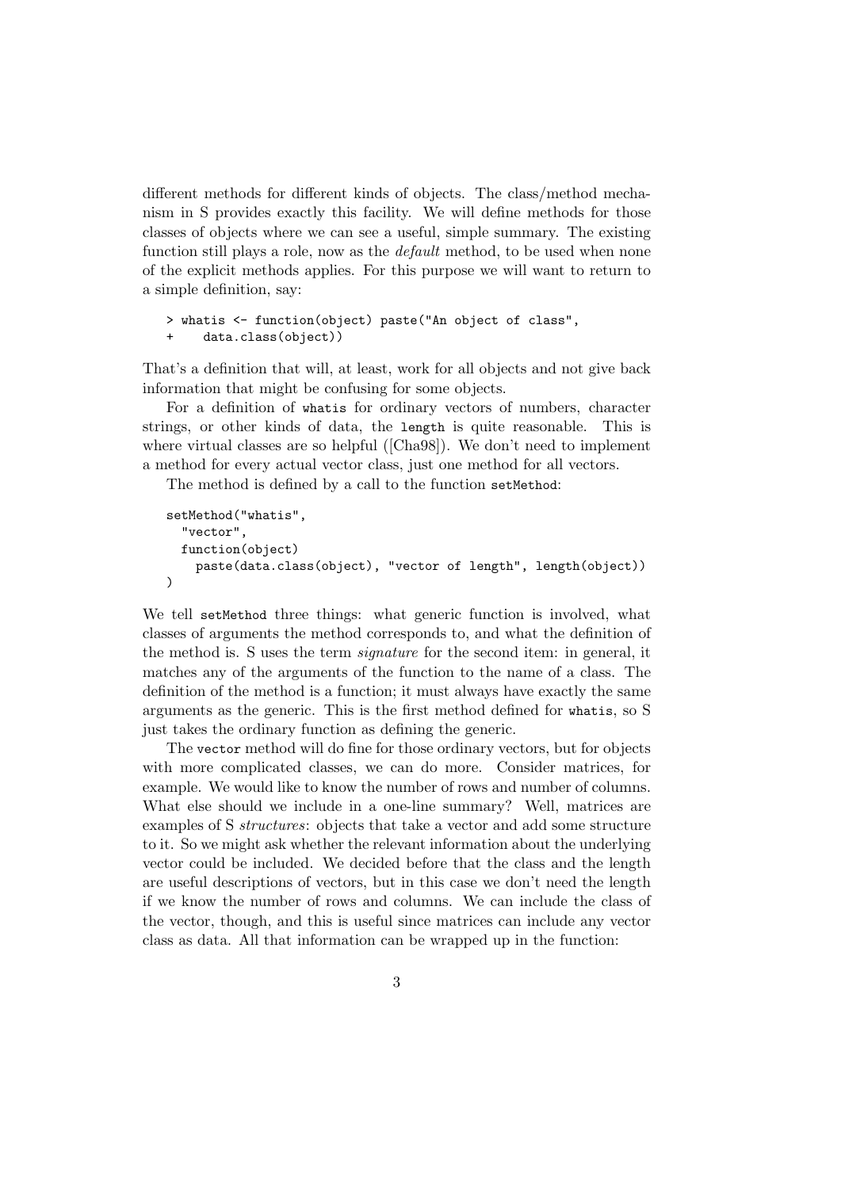different methods for different kinds of objects. The class/method mechanism in S provides exactly this facility. We will define methods for those classes of objects where we can see a useful, simple summary. The existing function still plays a role, now as the *default* method, to be used when none of the explicit methods applies. For this purpose we will want to return to a simple definition, say:

```
> whatis <- function(object) paste("An object of class",
+     data.class(object))
```

That's a definition that will, at least, work for all objects and not give back information that might be confusing for some objects.

For a definition of `whatis` for ordinary vectors of numbers, character strings, or other kinds of data, the `length` is quite reasonable. This is where virtual classes are so helpful ([Cha98]). We don't need to implement a method for every actual vector class, just one method for all vectors.

The method is defined by a call to the function `setMethod`:

```
setMethod("whatis",
  "vector",
  function(object)
    paste(data.class(object), "vector of length", length(object))
)
```

We tell `setMethod` three things: what generic function is involved, what classes of arguments the method corresponds to, and what the definition of the method is. S uses the term *signature* for the second item: in general, it matches any of the arguments of the function to the name of a class. The definition of the method is a function; it must always have exactly the same arguments as the generic. This is the first method defined for `whatis`, so S just takes the ordinary function as defining the generic.

The `vector` method will do fine for those ordinary vectors, but for objects with more complicated classes, we can do more. Consider matrices, for example. We would like to know the number of rows and number of columns. What else should we include in a one-line summary? Well, matrices are examples of S *structures*: objects that take a vector and add some structure to it. So we might ask whether the relevant information about the underlying vector could be included. We decided before that the class and the length are useful descriptions of vectors, but in this case we don't need the length if we know the number of rows and columns. We can include the class of the vector, though, and this is useful since matrices can include any vector class as data. All that information can be wrapped up in the function: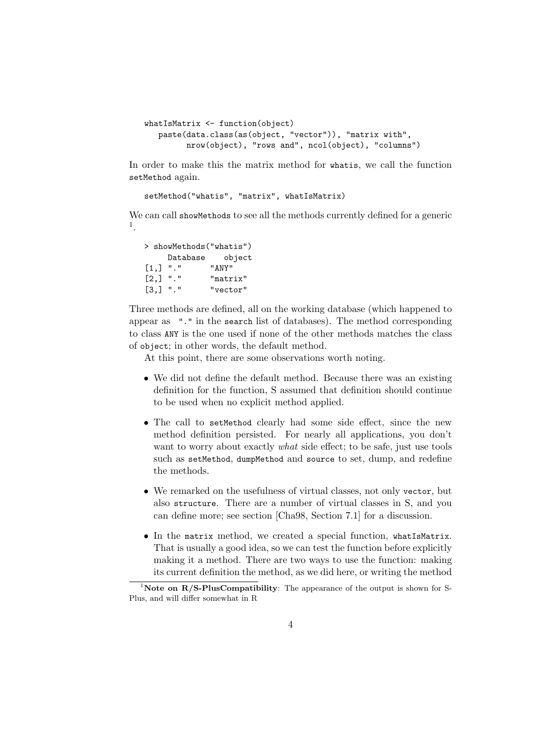```
whatIsMatrix <- function(object)
   paste(data.class(as(object, "vector")), "matrix with",
         nrow(object), "rows and", ncol(object), "columns")
```

In order to make this the matrix method for whatis, we call the function setMethod again.

```
setMethod("whatis", "matrix", whatIsMatrix)
```

We can call showMethods to see all the methods currently defined for a generic [1].

```
> showMethods("whatis")
     Database    object
[1,] "."        "ANY"
[2,] "."        "matrix"
[3,] "."        "vector"
```

Three methods are defined, all on the working database (which happened to appear as "." in the search list of databases). The method corresponding to class ANY is the one used if none of the other methods matches the class of object; in other words, the default method.

At this point, there are some observations worth noting.

- We did not define the default method. Because there was an existing definition for the function, S assumed that definition should continue to be used when no explicit method applied.
- The call to setMethod clearly had some side effect, since the new method definition persisted. For nearly all applications, you don't want to worry about exactly *what* side effect; to be safe, just use tools such as setMethod, dumpMethod and source to set, dump, and redefine the methods.
- We remarked on the usefulness of virtual classes, not only vector, but also structure. There are a number of virtual classes in S, and you can define more; see section [Cha98, Section 7.1] for a discussion.
- In the matrix method, we created a special function, whatIsMatrix. That is usually a good idea, so we can test the function before explicitly making it a method. There are two ways to use the function: making its current definition the method, as we did here, or writing the method

[1] **Note on R/S-PlusCompatibility**: The appearance of the output is shown for S-Plus, and will differ somewhat in R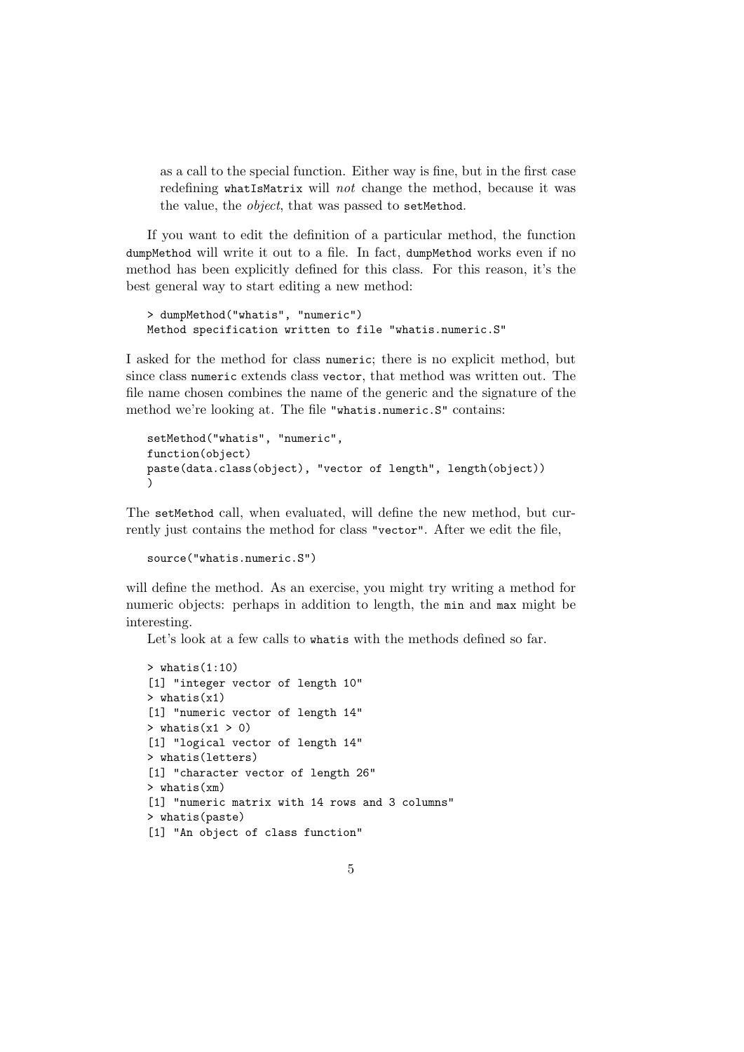as a call to the special function. Either way is fine, but in the first case redefining `whatIsMatrix` will *not* change the method, because it was the value, the *object*, that was passed to `setMethod`.

If you want to edit the definition of a particular method, the function `dumpMethod` will write it out to a file. In fact, `dumpMethod` works even if no method has been explicitly defined for this class. For this reason, it's the best general way to start editing a new method:

```
> dumpMethod("whatis", "numeric")
Method specification written to file "whatis.numeric.S"
```

I asked for the method for class `numeric`; there is no explicit method, but since class `numeric` extends class `vector`, that method was written out. The file name chosen combines the name of the generic and the signature of the method we're looking at. The file `"whatis.numeric.S"` contains:

```
setMethod("whatis", "numeric",
function(object)
paste(data.class(object), "vector of length", length(object))
)
```

The `setMethod` call, when evaluated, will define the new method, but currently just contains the method for class `"vector"`. After we edit the file,

```
source("whatis.numeric.S")
```

will define the method. As an exercise, you might try writing a method for numeric objects: perhaps in addition to length, the `min` and `max` might be interesting.

Let's look at a few calls to `whatis` with the methods defined so far.

```
> whatis(1:10)
[1] "integer vector of length 10"
> whatis(x1)
[1] "numeric vector of length 14"
> whatis(x1 > 0)
[1] "logical vector of length 14"
> whatis(letters)
[1] "character vector of length 26"
> whatis(xm)
[1] "numeric matrix with 14 rows and 3 columns"
> whatis(paste)
[1] "An object of class function"
```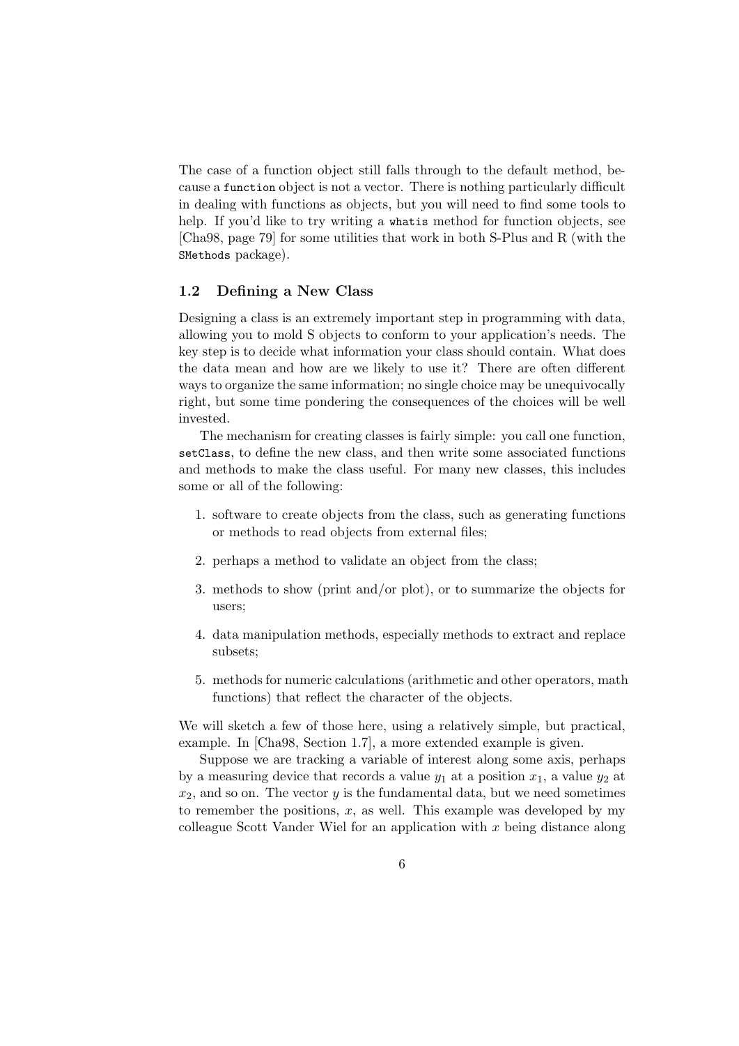The case of a function object still falls through to the default method, because a `function` object is not a vector. There is nothing particularly difficult in dealing with functions as objects, but you will need to find some tools to help. If you'd like to try writing a `whatis` method for function objects, see [Cha98, page 79] for some utilities that work in both S-Plus and R (with the `SMethods` package).

### 1.2 Defining a New Class

Designing a class is an extremely important step in programming with data, allowing you to mold S objects to conform to your application's needs. The key step is to decide what information your class should contain. What does the data mean and how are we likely to use it? There are often different ways to organize the same information; no single choice may be unequivocally right, but some time pondering the consequences of the choices will be well invested.

The mechanism for creating classes is fairly simple: you call one function, `setClass`, to define the new class, and then write some associated functions and methods to make the class useful. For many new classes, this includes some or all of the following:

1. software to create objects from the class, such as generating functions or methods to read objects from external files;
2. perhaps a method to validate an object from the class;
3. methods to show (print and/or plot), or to summarize the objects for users;
4. data manipulation methods, especially methods to extract and replace subsets;
5. methods for numeric calculations (arithmetic and other operators, math functions) that reflect the character of the objects.

We will sketch a few of those here, using a relatively simple, but practical, example. In [Cha98, Section 1.7], a more extended example is given.

Suppose we are tracking a variable of interest along some axis, perhaps by a measuring device that records a value $y_1$ at a position $x_1$, a value $y_2$ at $x_2$, and so on. The vector $y$ is the fundamental data, but we need sometimes to remember the positions, $x$, as well. This example was developed by my colleague Scott Vander Wiel for an application with $x$ being distance along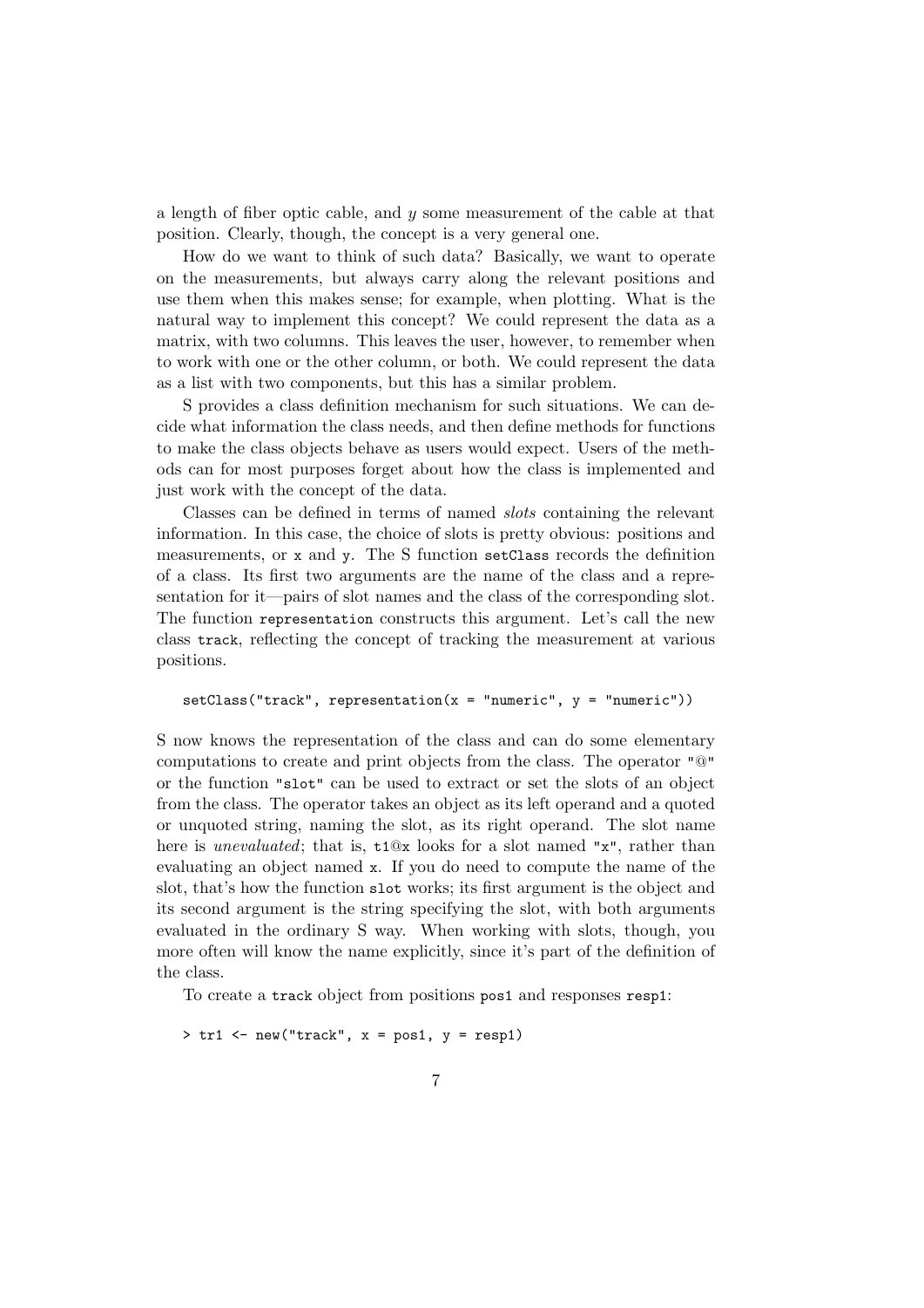a length of fiber optic cable, and $y$ some measurement of the cable at that position. Clearly, though, the concept is a very general one.

How do we want to think of such data? Basically, we want to operate on the measurements, but always carry along the relevant positions and use them when this makes sense; for example, when plotting. What is the natural way to implement this concept? We could represent the data as a matrix, with two columns. This leaves the user, however, to remember when to work with one or the other column, or both. We could represent the data as a list with two components, but this has a similar problem.

S provides a class definition mechanism for such situations. We can decide what information the class needs, and then define methods for functions to make the class objects behave as users would expect. Users of the methods can for most purposes forget about how the class is implemented and just work with the concept of the data.

Classes can be defined in terms of named *slots* containing the relevant information. In this case, the choice of slots is pretty obvious: positions and measurements, or `x` and `y`. The S function `setClass` records the definition of a class. Its first two arguments are the name of the class and a representation for it—pairs of slot names and the class of the corresponding slot. The function `representation` constructs this argument. Let's call the new class `track`, reflecting the concept of tracking the measurement at various positions.

```
setClass("track", representation(x = "numeric", y = "numeric"))
```

S now knows the representation of the class and can do some elementary computations to create and print objects from the class. The operator `"@"` or the function `"slot"` can be used to extract or set the slots of an object from the class. The operator takes an object as its left operand and a quoted or unquoted string, naming the slot, as its right operand. The slot name here is *unevaluated*; that is, `t1@x` looks for a slot named `"x"`, rather than evaluating an object named `x`. If you do need to compute the name of the slot, that's how the function `slot` works; its first argument is the object and its second argument is the string specifying the slot, with both arguments evaluated in the ordinary S way. When working with slots, though, you more often will know the name explicitly, since it's part of the definition of the class.

To create a `track` object from positions `pos1` and responses `resp1`:

```
> tr1 <- new("track", x = pos1, y = resp1)
```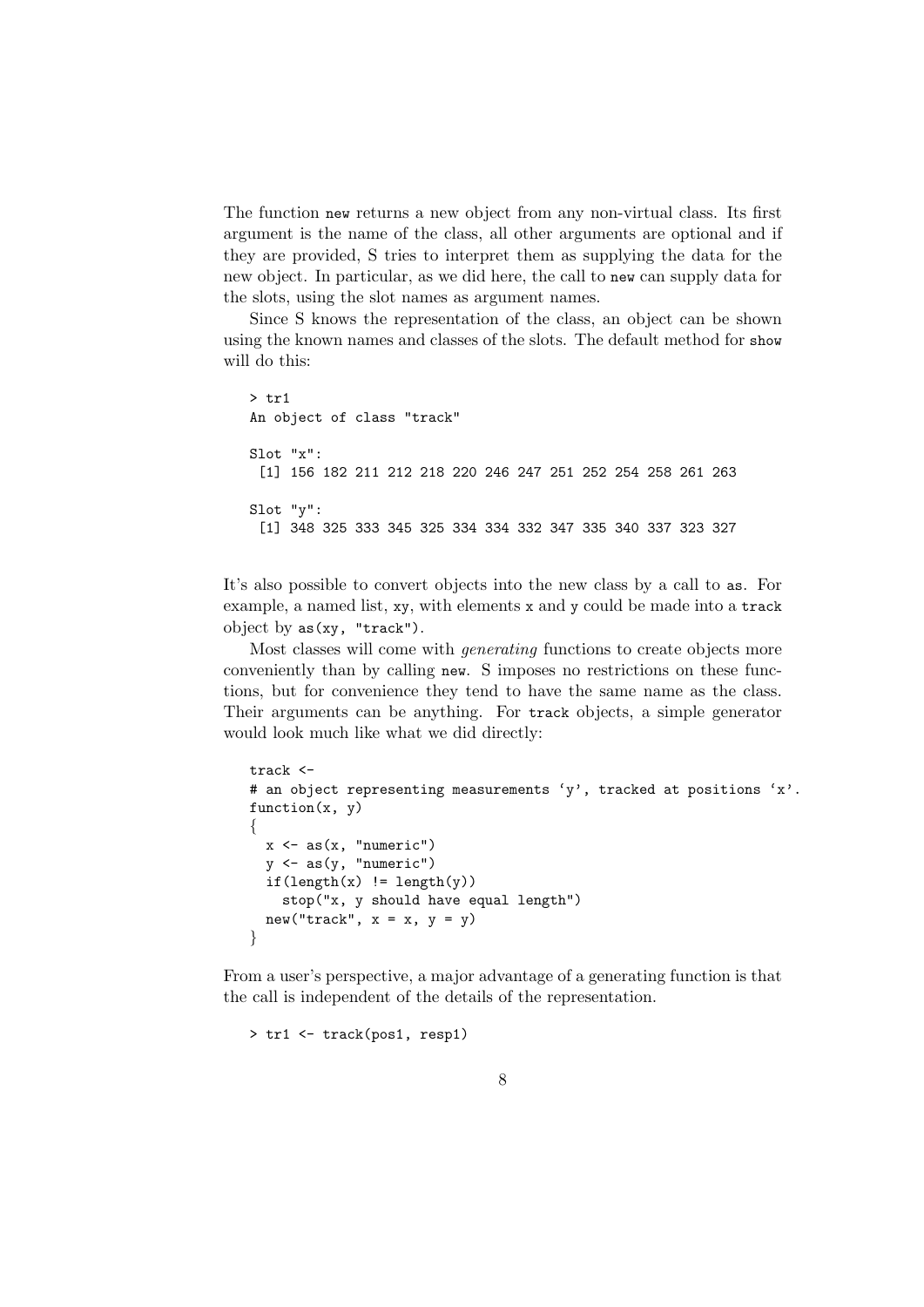The function `new` returns a new object from any non-virtual class. Its first argument is the name of the class, all other arguments are optional and if they are provided, S tries to interpret them as supplying the data for the new object. In particular, as we did here, the call to `new` can supply data for the slots, using the slot names as argument names.

Since S knows the representation of the class, an object can be shown using the known names and classes of the slots. The default method for `show` will do this:

```
> tr1
An object of class "track"

Slot "x":
 [1] 156 182 211 212 218 220 246 247 251 252 254 258 261 263

Slot "y":
 [1] 348 325 333 345 325 334 334 332 347 335 340 337 323 327
```

It's also possible to convert objects into the new class by a call to `as`. For example, a named list, `xy`, with elements `x` and `y` could be made into a `track` object by `as(xy, "track")`.

Most classes will come with *generating* functions to create objects more conveniently than by calling `new`. S imposes no restrictions on these functions, but for convenience they tend to have the same name as the class. Their arguments can be anything. For `track` objects, a simple generator would look much like what we did directly:

```
track <-
# an object representing measurements 'y', tracked at positions 'x'.
function(x, y)
{
  x <- as(x, "numeric")
  y <- as(y, "numeric")
  if(length(x) != length(y))
    stop("x, y should have equal length")
  new("track", x = x, y = y)
}
```

From a user's perspective, a major advantage of a generating function is that the call is independent of the details of the representation.

```
> tr1 <- track(pos1, resp1)
```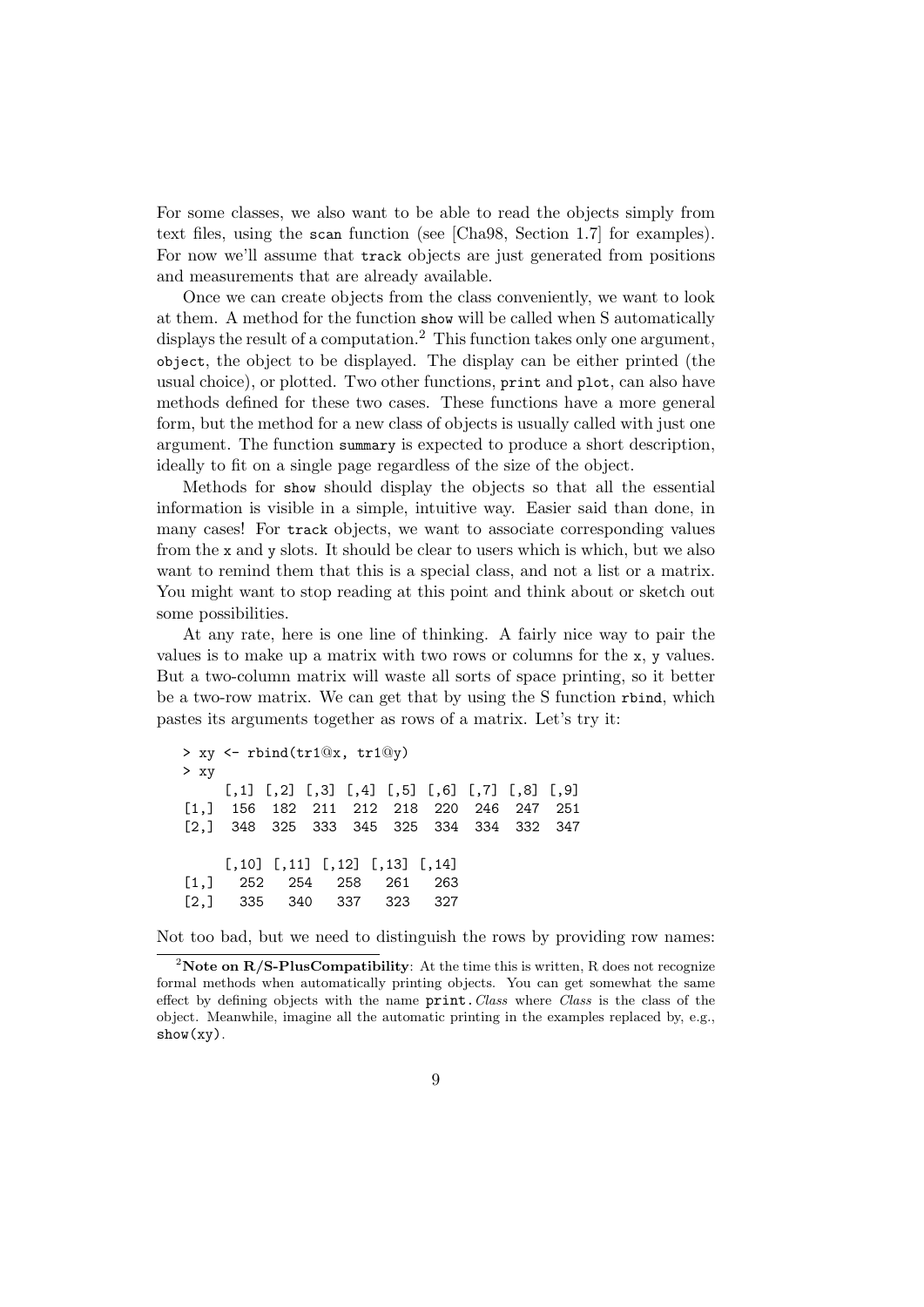For some classes, we also want to be able to read the objects simply from text files, using the `scan` function (see [Cha98, Section 1.7] for examples). For now we'll assume that `track` objects are just generated from positions and measurements that are already available.

Once we can create objects from the class conveniently, we want to look at them. A method for the function `show` will be called when S automatically displays the result of a computation.[2] This function takes only one argument, `object`, the object to be displayed. The display can be either printed (the usual choice), or plotted. Two other functions, `print` and `plot`, can also have methods defined for these two cases. These functions have a more general form, but the method for a new class of objects is usually called with just one argument. The function `summary` is expected to produce a short description, ideally to fit on a single page regardless of the size of the object.

Methods for `show` should display the objects so that all the essential information is visible in a simple, intuitive way. Easier said than done, in many cases! For `track` objects, we want to associate corresponding values from the `x` and `y` slots. It should be clear to users which is which, but we also want to remind them that this is a special class, and not a list or a matrix. You might want to stop reading at this point and think about or sketch out some possibilities.

At any rate, here is one line of thinking. A fairly nice way to pair the values is to make up a matrix with two rows or columns for the `x`, `y` values. But a two-column matrix will waste all sorts of space printing, so it better be a two-row matrix. We can get that by using the S function `rbind`, which pastes its arguments together as rows of a matrix. Let's try it:

```
> xy <- rbind(tr1@x, tr1@y)
> xy
     [,1] [,2] [,3] [,4] [,5] [,6] [,7] [,8] [,9]
[1,]  156  182  211  212  218  220  246  247  251
[2,]  348  325  333  345  325  334  334  332  347

     [,10] [,11] [,12] [,13] [,14]
[1,]   252   254   258   261   263
[2,]   335   340   337   323   327
```

Not too bad, but we need to distinguish the rows by providing row names:

[2]**Note on R/S-PlusCompatibility**: At the time this is written, R does not recognize formal methods when automatically printing objects. You can get somewhat the same effect by defining objects with the name `print.`*Class* where *Class* is the class of the object. Meanwhile, imagine all the automatic printing in the examples replaced by, e.g., `show(xy)`.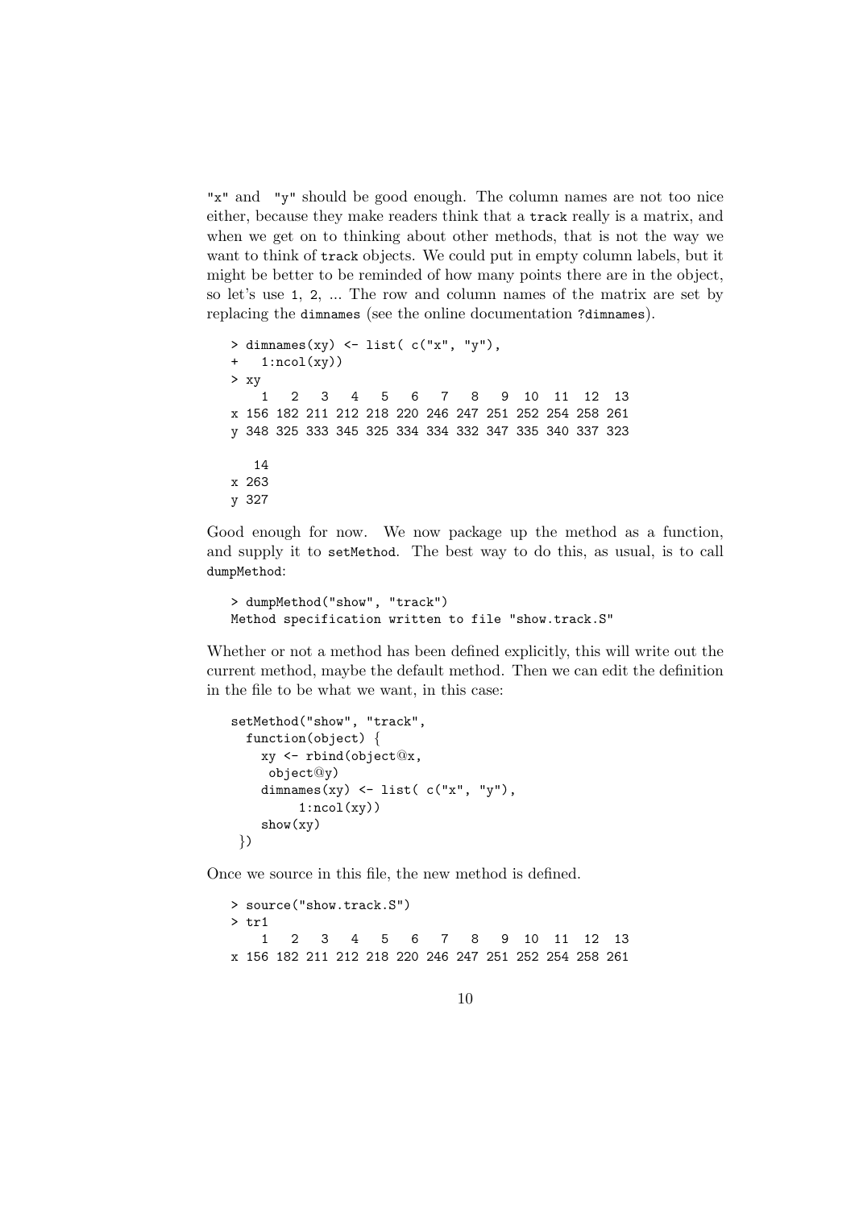"x" and "y" should be good enough. The column names are not too nice either, because they make readers think that a track really is a matrix, and when we get on to thinking about other methods, that is not the way we want to think of track objects. We could put in empty column labels, but it might be better to be reminded of how many points there are in the object, so let's use 1, 2, ... The row and column names of the matrix are set by replacing the dimnames (see the online documentation ?dimnames).

```
> dimnames(xy) <- list( c("x", "y"),
+   1:ncol(xy))
> xy
    1   2   3   4   5   6   7   8   9  10  11  12  13
x 156 182 211 212 218 220 246 247 251 252 254 258 261
y 348 325 333 345 325 334 334 332 347 335 340 337 323

   14
x 263
y 327
```

Good enough for now. We now package up the method as a function, and supply it to setMethod. The best way to do this, as usual, is to call dumpMethod:

```
> dumpMethod("show", "track")
Method specification written to file "show.track.S"
```

Whether or not a method has been defined explicitly, this will write out the current method, maybe the default method. Then we can edit the definition in the file to be what we want, in this case:

```
setMethod("show", "track",
  function(object) {
    xy <- rbind(object@x,
     object@y)
    dimnames(xy) <- list( c("x", "y"),
         1:ncol(xy))
    show(xy)
 })
```

Once we source in this file, the new method is defined.

```
> source("show.track.S")
> tr1
    1   2   3   4   5   6   7   8   9  10  11  12  13
x 156 182 211 212 218 220 246 247 251 252 254 258 261
```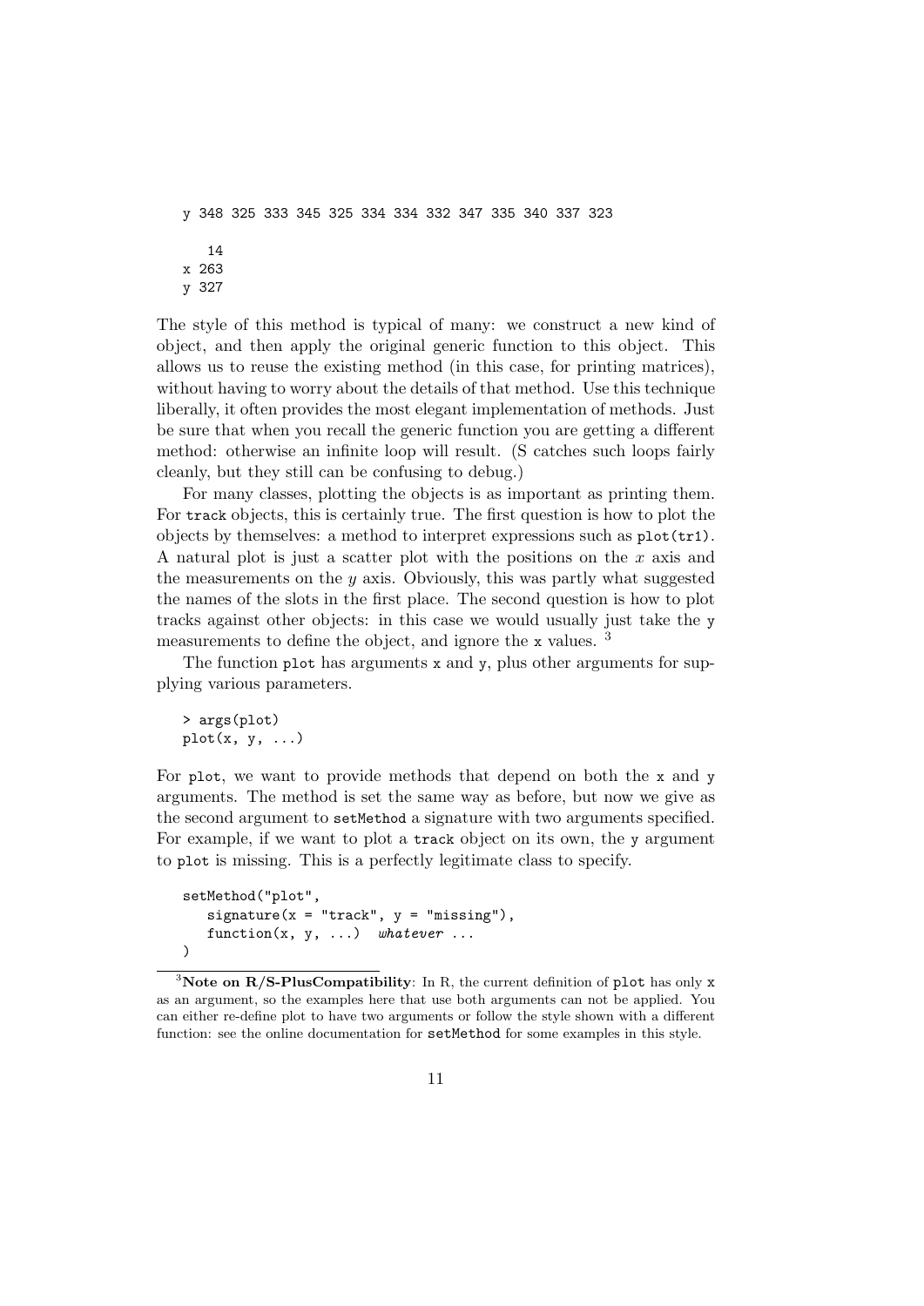```
y 348 325 333 345 325 334 334 332 347 335 340 337 323

   14
x 263
y 327
```

The style of this method is typical of many: we construct a new kind of object, and then apply the original generic function to this object. This allows us to reuse the existing method (in this case, for printing matrices), without having to worry about the details of that method. Use this technique liberally, it often provides the most elegant implementation of methods. Just be sure that when you recall the generic function you are getting a different method: otherwise an infinite loop will result. (S catches such loops fairly cleanly, but they still can be confusing to debug.)

For many classes, plotting the objects is as important as printing them. For `track` objects, this is certainly true. The first question is how to plot the objects by themselves: a method to interpret expressions such as `plot(tr1)`. A natural plot is just a scatter plot with the positions on the $x$ axis and the measurements on the $y$ axis. Obviously, this was partly what suggested the names of the slots in the first place. The second question is how to plot tracks against other objects: in this case we would usually just take the `y` measurements to define the object, and ignore the `x` values. [3]

The function `plot` has arguments `x` and `y`, plus other arguments for supplying various parameters.

```
> args(plot)
plot(x, y, ...)
```

For `plot`, we want to provide methods that depend on both the `x` and `y` arguments. The method is set the same way as before, but now we give as the second argument to `setMethod` a signature with two arguments specified. For example, if we want to plot a `track` object on its own, the `y` argument to `plot` is missing. This is a perfectly legitimate class to specify.

```
setMethod("plot",
   signature(x = "track", y = "missing"),
   function(x, y, ...) whatever ...
)
```

[3] **Note on R/S-PlusCompatibility**: In R, the current definition of `plot` has only `x` as an argument, so the examples here that use both arguments can not be applied. You can either re-define plot to have two arguments or follow the style shown with a different function: see the online documentation for **setMethod** for some examples in this style.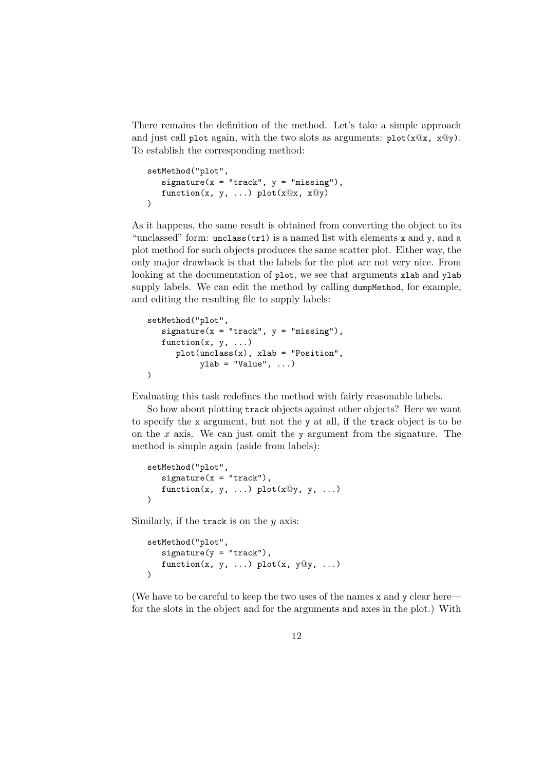There remains the definition of the method. Let's take a simple approach and just call `plot` again, with the two slots as arguments: `plot(x@x, x@y)`. To establish the corresponding method:

```
setMethod("plot",
   signature(x = "track", y = "missing"),
   function(x, y, ...) plot(x@x, x@y)
)
```

As it happens, the same result is obtained from converting the object to its "unclassed" form: `unclass(tr1)` is a named list with elements `x` and `y`, and a plot method for such objects produces the same scatter plot. Either way, the only major drawback is that the labels for the plot are not very nice. From looking at the documentation of `plot`, we see that arguments `xlab` and `ylab` supply labels. We can edit the method by calling `dumpMethod`, for example, and editing the resulting file to supply labels:

```
setMethod("plot",
   signature(x = "track", y = "missing"),
   function(x, y, ...)
      plot(unclass(x), xlab = "Position",
           ylab = "Value", ...)
)
```

Evaluating this task redefines the method with fairly reasonable labels.

So how about plotting `track` objects against other objects? Here we want to specify the `x` argument, but not the `y` at all, if the `track` object is to be on the $x$ axis. We can just omit the `y` argument from the signature. The method is simple again (aside from labels):

```
setMethod("plot",
   signature(x = "track"),
   function(x, y, ...) plot(x@y, y, ...)
)
```

Similarly, if the `track` is on the $y$ axis:

```
setMethod("plot",
   signature(y = "track"),
   function(x, y, ...) plot(x, y@y, ...)
)
```

(We have to be careful to keep the two uses of the names `x` and `y` clear here—for the slots in the object and for the arguments and axes in the plot.) With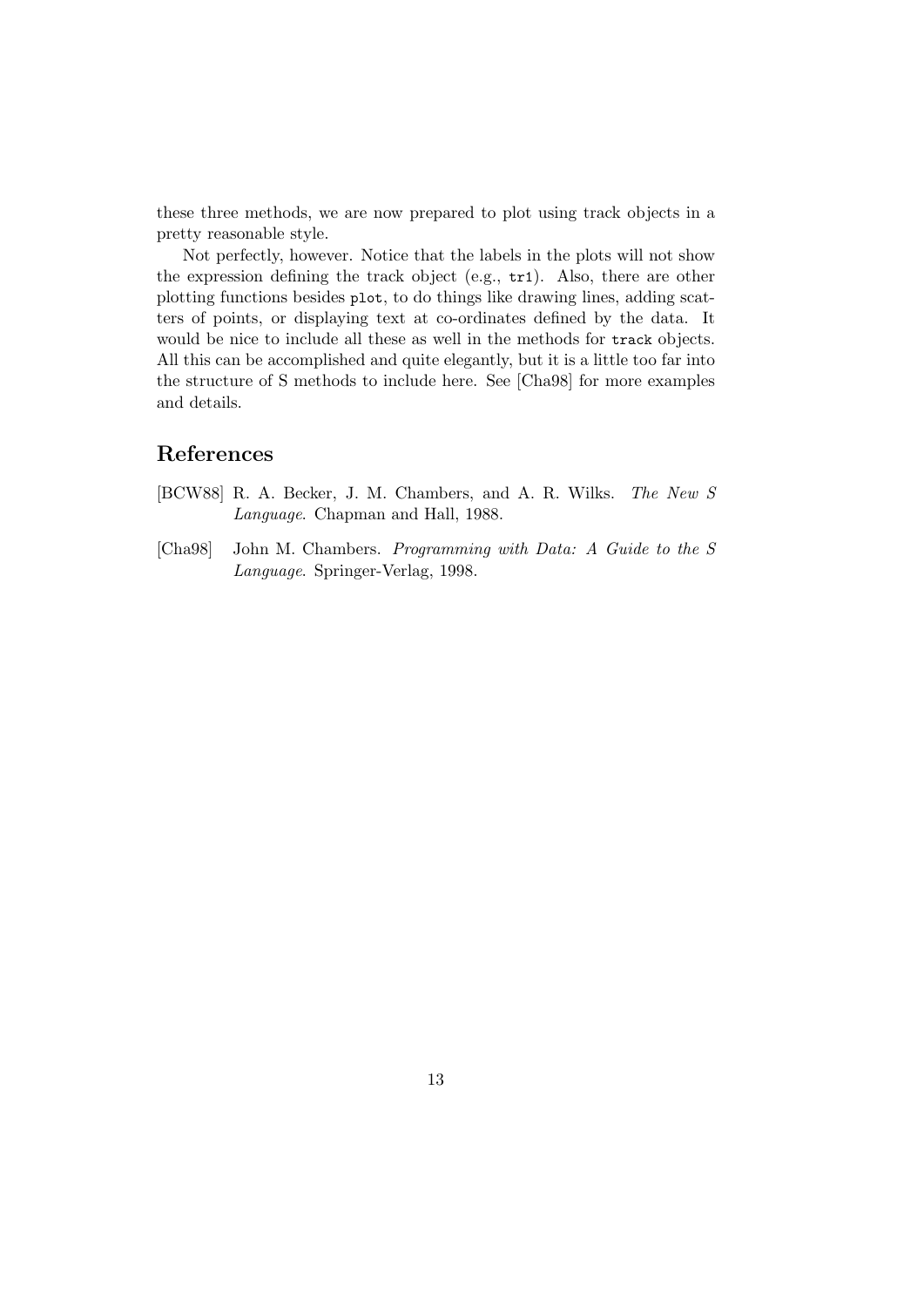these three methods, we are now prepared to plot using track objects in a pretty reasonable style.

Not perfectly, however. Notice that the labels in the plots will not show the expression defining the track object (e.g., `tr1`). Also, there are other plotting functions besides `plot`, to do things like drawing lines, adding scatters of points, or displaying text at co-ordinates defined by the data. It would be nice to include all these as well in the methods for `track` objects. All this can be accomplished and quite elegantly, but it is a little too far into the structure of S methods to include here. See [Cha98] for more examples and details.

## References

[BCW88] R. A. Becker, J. M. Chambers, and A. R. Wilks. *The New S Language*. Chapman and Hall, 1988.

[Cha98] John M. Chambers. *Programming with Data: A Guide to the S Language*. Springer-Verlag, 1998.